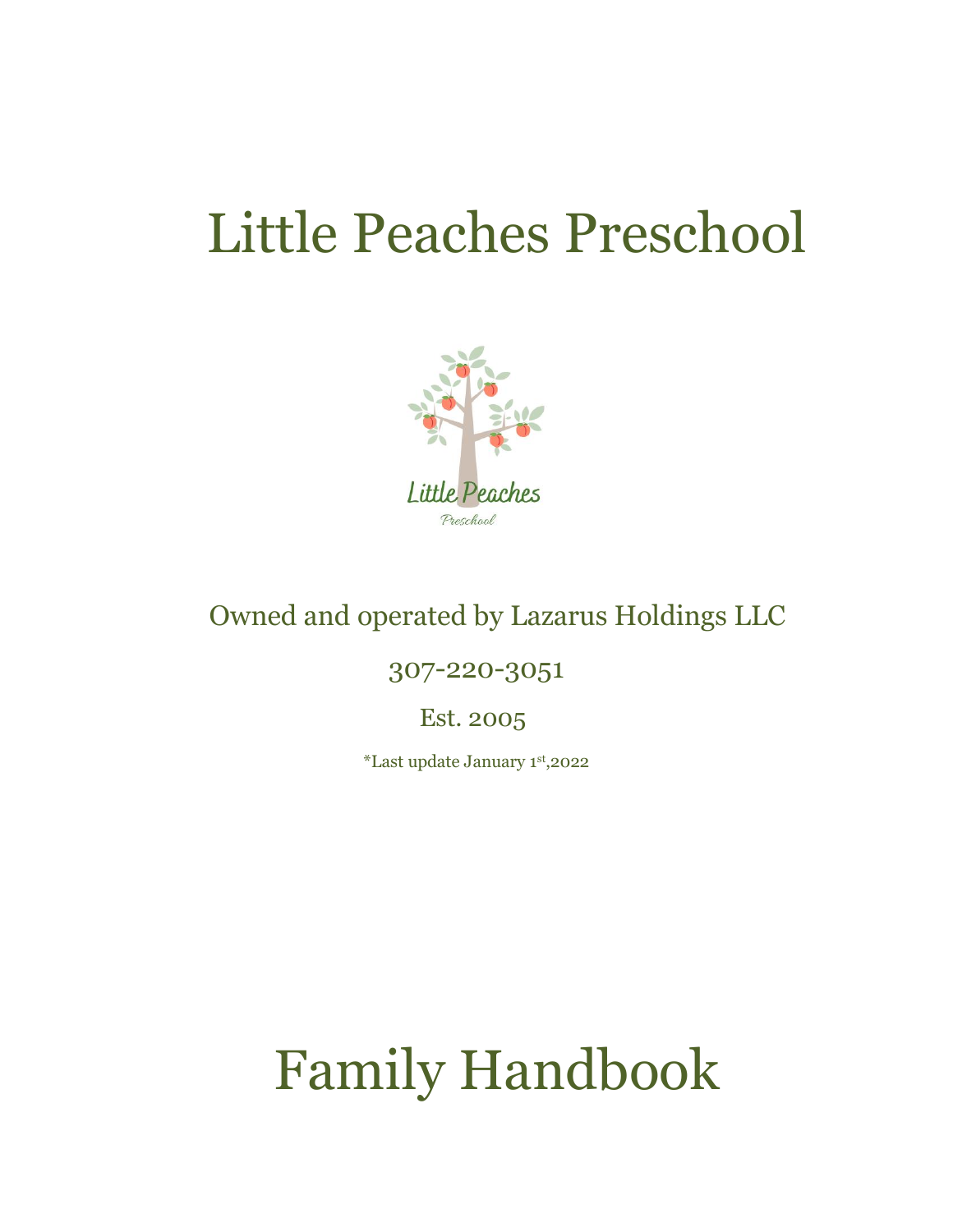# Little Peaches Preschool

Owned and operated by Lazarus Holdings LLC

307-220-3051

Est. 2005

*Last update January 1st,2022

# Family Handbook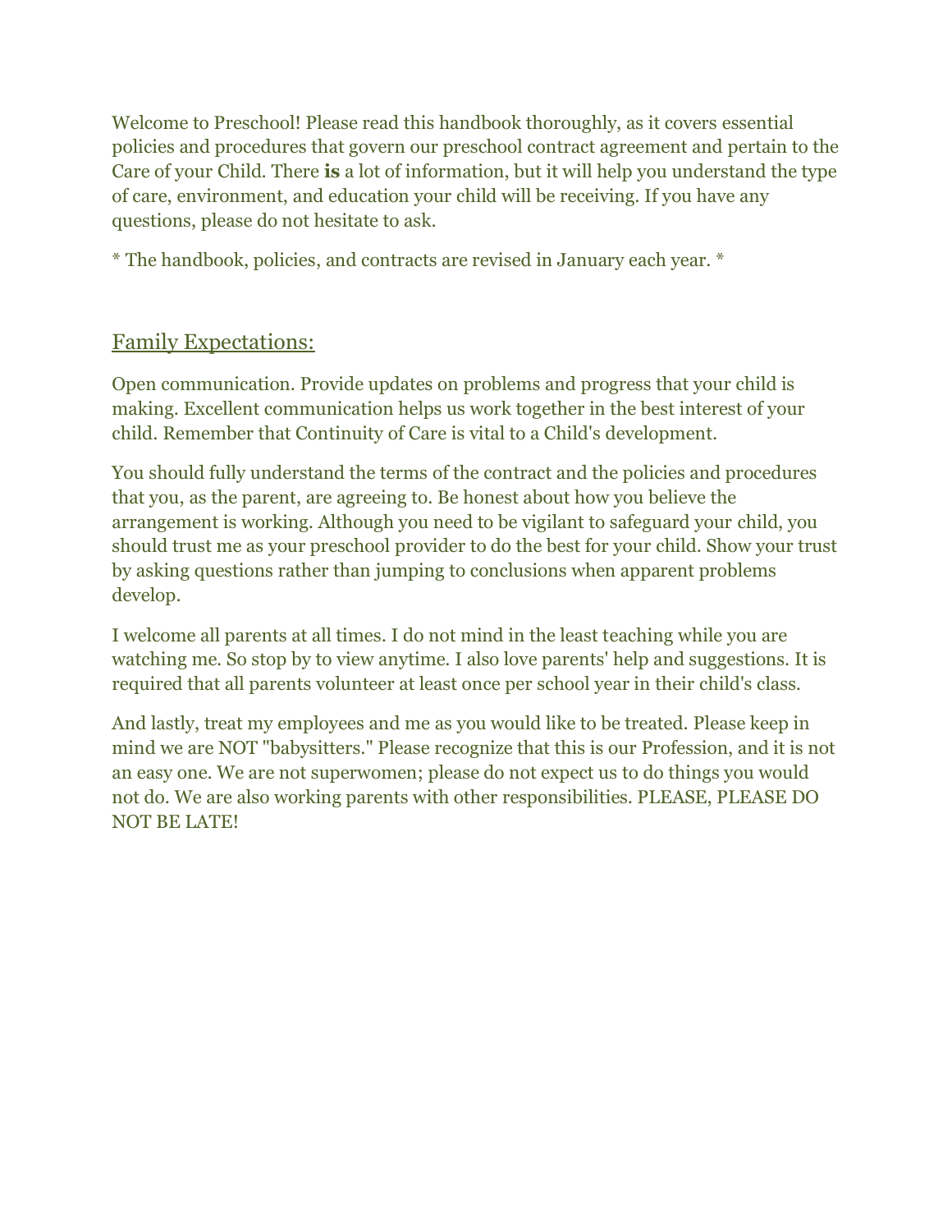Welcome to Preschool! Please read this handbook thoroughly, as it covers essential policies and procedures that govern our preschool contract agreement and pertain to the Care of your Child. There **is** a lot of information, but it will help you understand the type of care, environment, and education your child will be receiving. If you have any questions, please do not hesitate to ask.

* The handbook, policies, and contracts are revised in January each year. *

## Family Expectations:

Open communication. Provide updates on problems and progress that your child is making. Excellent communication helps us work together in the best interest of your child. Remember that Continuity of Care is vital to a Child's development.

You should fully understand the terms of the contract and the policies and procedures that you, as the parent, are agreeing to. Be honest about how you believe the arrangement is working. Although you need to be vigilant to safeguard your child, you should trust me as your preschool provider to do the best for your child. Show your trust by asking questions rather than jumping to conclusions when apparent problems develop.

I welcome all parents at all times. I do not mind in the least teaching while you are watching me. So stop by to view anytime. I also love parents' help and suggestions. It is required that all parents volunteer at least once per school year in their child's class.

And lastly, treat my employees and me as you would like to be treated. Please keep in mind we are NOT "babysitters." Please recognize that this is our Profession, and it is not an easy one. We are not superwomen; please do not expect us to do things you would not do. We are also working parents with other responsibilities. PLEASE, PLEASE DO NOT BE LATE!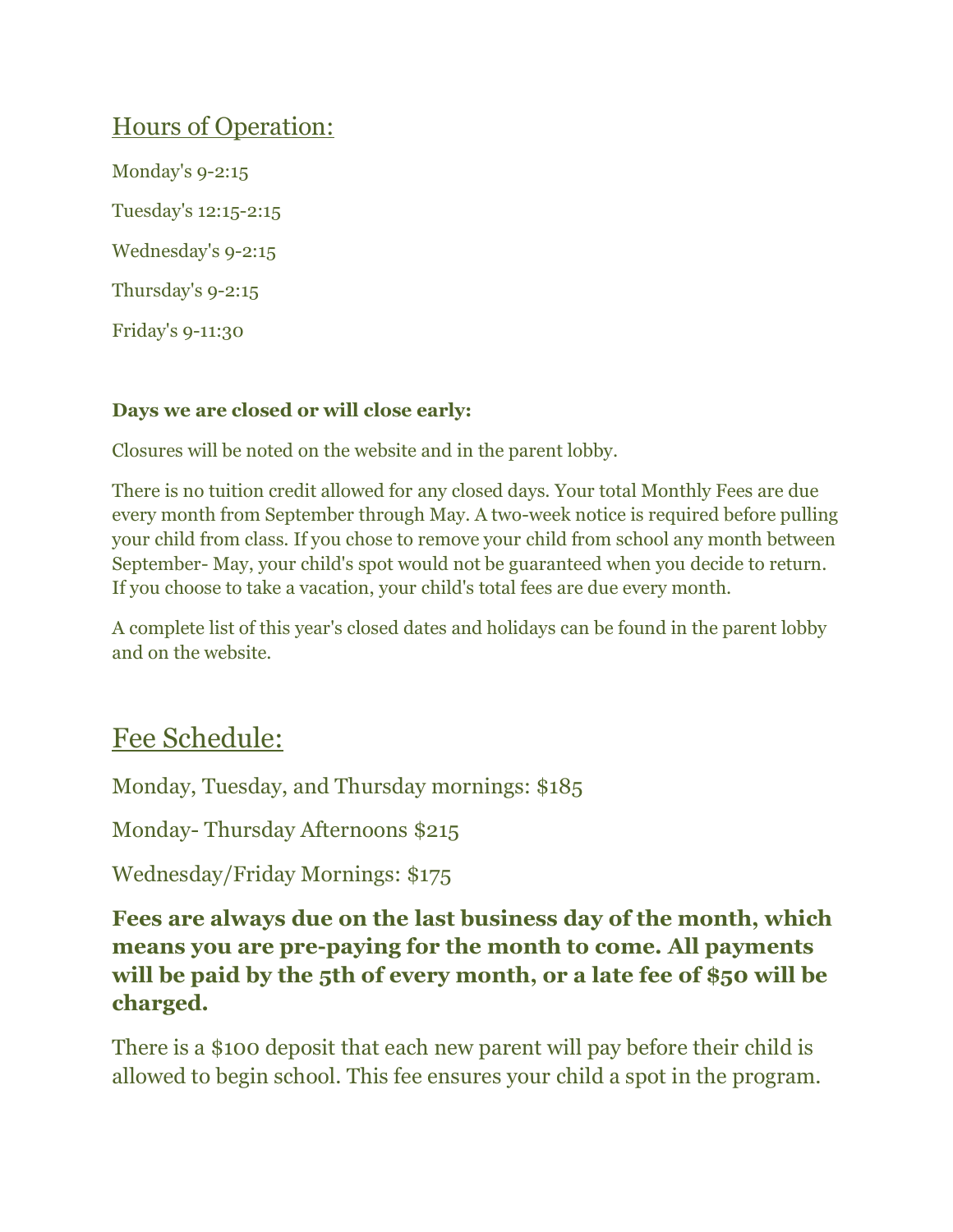## Hours of Operation:

Monday's 9-2:15

Tuesday's 12:15-2:15

Wednesday's 9-2:15

Thursday's 9-2:15

Friday's 9-11:30

**Days we are closed or will close early:**

Closures will be noted on the website and in the parent lobby.

There is no tuition credit allowed for any closed days. Your total Monthly Fees are due every month from September through May. A two-week notice is required before pulling your child from class. If you chose to remove your child from school any month between September- May, your child's spot would not be guaranteed when you decide to return. If you choose to take a vacation, your child's total fees are due every month.

A complete list of this year's closed dates and holidays can be found in the parent lobby and on the website.

## Fee Schedule:

Monday, Tuesday, and Thursday mornings: $185

Monday- Thursday Afternoons $215

Wednesday/Friday Mornings: $175

**Fees are always due on the last business day of the month, which means you are pre-paying for the month to come. All payments will be paid by the 5th of every month, or a late fee of $50 will be charged.**

There is a $100 deposit that each new parent will pay before their child is allowed to begin school. This fee ensures your child a spot in the program.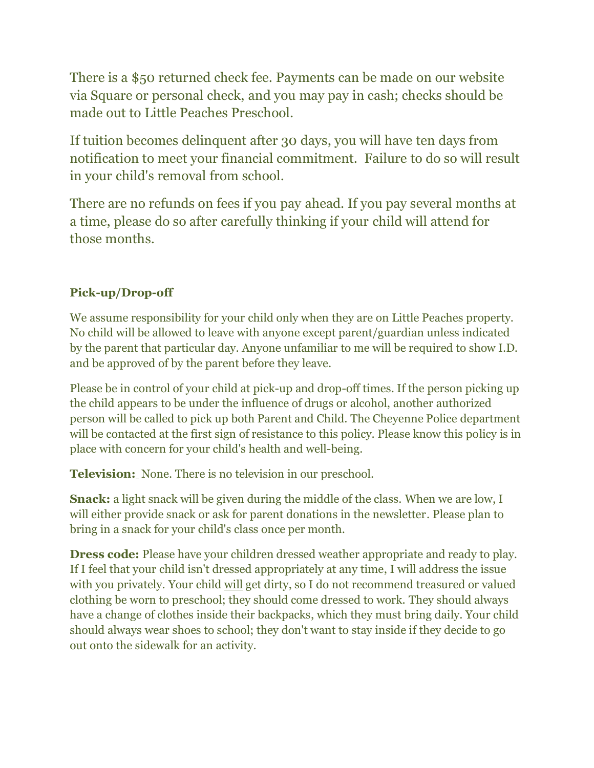There is a $50 returned check fee. Payments can be made on our website via Square or personal check, and you may pay in cash; checks should be made out to Little Peaches Preschool.

If tuition becomes delinquent after 30 days, you will have ten days from notification to meet your financial commitment. Failure to do so will result in your child's removal from school.

There are no refunds on fees if you pay ahead. If you pay several months at a time, please do so after carefully thinking if your child will attend for those months.

**Pick-up/Drop-off**

We assume responsibility for your child only when they are on Little Peaches property. No child will be allowed to leave with anyone except parent/guardian unless indicated by the parent that particular day. Anyone unfamiliar to me will be required to show I.D. and be approved of by the parent before they leave.

Please be in control of your child at pick-up and drop-off times. If the person picking up the child appears to be under the influence of drugs or alcohol, another authorized person will be called to pick up both Parent and Child. The Cheyenne Police department will be contacted at the first sign of resistance to this policy. Please know this policy is in place with concern for your child's health and well-being.

**Television:** None. There is no television in our preschool.

**Snack:** a light snack will be given during the middle of the class. When we are low, I will either provide snack or ask for parent donations in the newsletter. Please plan to bring in a snack for your child's class once per month.

**Dress code:** Please have your children dressed weather appropriate and ready to play. If I feel that your child isn't dressed appropriately at any time, I will address the issue with you privately. Your child <u>will</u> get dirty, so I do not recommend treasured or valued clothing be worn to preschool; they should come dressed to work. They should always have a change of clothes inside their backpacks, which they must bring daily. Your child should always wear shoes to school; they don't want to stay inside if they decide to go out onto the sidewalk for an activity.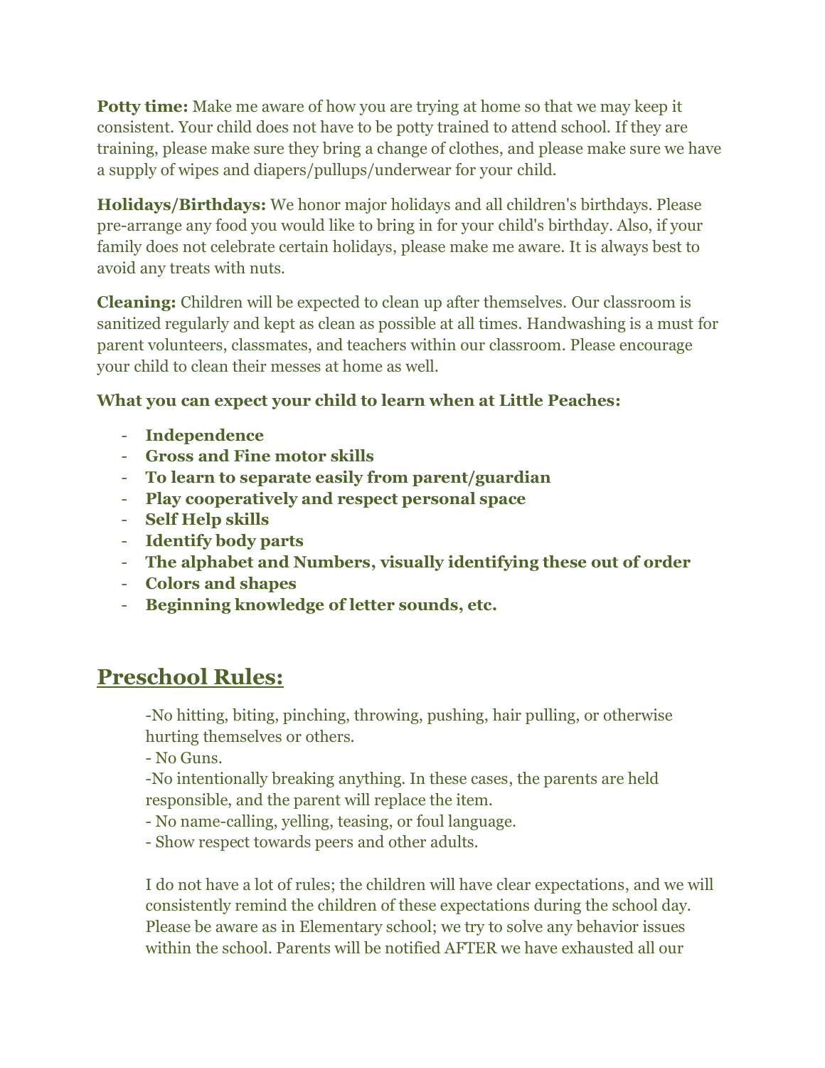**Potty time:** Make me aware of how you are trying at home so that we may keep it consistent. Your child does not have to be potty trained to attend school. If they are training, please make sure they bring a change of clothes, and please make sure we have a supply of wipes and diapers/pullups/underwear for your child.

**Holidays/Birthdays:** We honor major holidays and all children's birthdays. Please pre-arrange any food you would like to bring in for your child's birthday. Also, if your family does not celebrate certain holidays, please make me aware. It is always best to avoid any treats with nuts.

**Cleaning:** Children will be expected to clean up after themselves. Our classroom is sanitized regularly and kept as clean as possible at all times. Handwashing is a must for parent volunteers, classmates, and teachers within our classroom. Please encourage your child to clean their messes at home as well.

**What you can expect your child to learn when at Little Peaches:**

- **Independence**
- **Gross and Fine motor skills**
- **To learn to separate easily from parent/guardian**
- **Play cooperatively and respect personal space**
- **Self Help skills**
- **Identify body parts**
- **The alphabet and Numbers, visually identifying these out of order**
- **Colors and shapes**
- **Beginning knowledge of letter sounds, etc.**

## Preschool Rules:

-No hitting, biting, pinching, throwing, pushing, hair pulling, or otherwise hurting themselves or others.

- No Guns.

-No intentionally breaking anything. In these cases, the parents are held responsible, and the parent will replace the item.

- No name-calling, yelling, teasing, or foul language.

- Show respect towards peers and other adults.

I do not have a lot of rules; the children will have clear expectations, and we will consistently remind the children of these expectations during the school day. Please be aware as in Elementary school; we try to solve any behavior issues within the school. Parents will be notified AFTER we have exhausted all our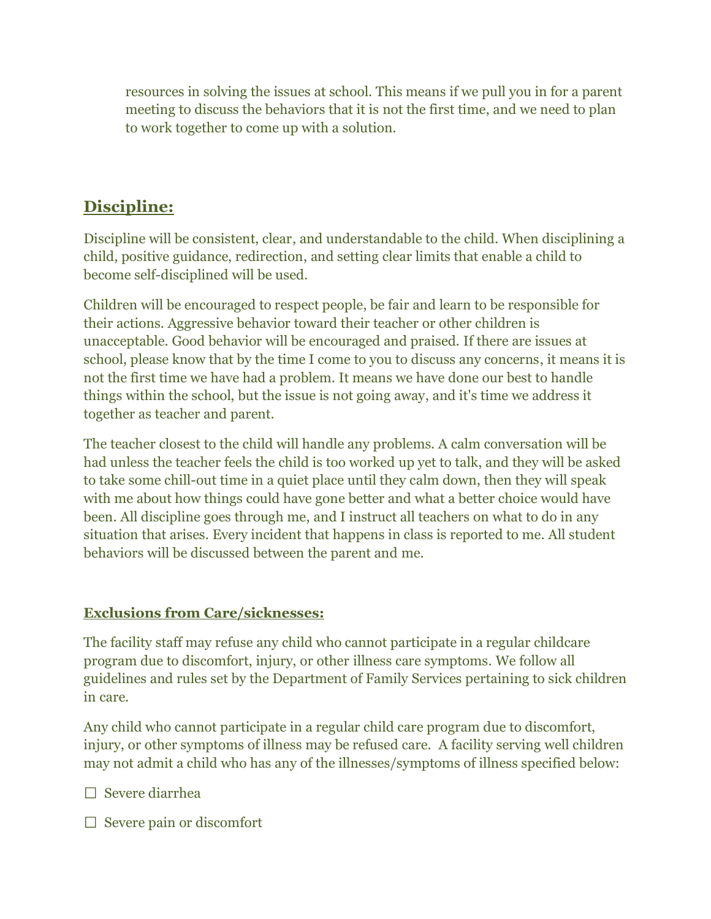resources in solving the issues at school. This means if we pull you in for a parent meeting to discuss the behaviors that it is not the first time, and we need to plan to work together to come up with a solution.

## **Discipline:**

Discipline will be consistent, clear, and understandable to the child. When disciplining a child, positive guidance, redirection, and setting clear limits that enable a child to become self-disciplined will be used.

Children will be encouraged to respect people, be fair and learn to be responsible for their actions. Aggressive behavior toward their teacher or other children is unacceptable. Good behavior will be encouraged and praised. If there are issues at school, please know that by the time I come to you to discuss any concerns, it means it is not the first time we have had a problem. It means we have done our best to handle things within the school, but the issue is not going away, and it's time we address it together as teacher and parent.

The teacher closest to the child will handle any problems. A calm conversation will be had unless the teacher feels the child is too worked up yet to talk, and they will be asked to take some chill-out time in a quiet place until they calm down, then they will speak with me about how things could have gone better and what a better choice would have been. All discipline goes through me, and I instruct all teachers on what to do in any situation that arises. Every incident that happens in class is reported to me. All student behaviors will be discussed between the parent and me.

### **Exclusions from Care/sicknesses:**

The facility staff may refuse any child who cannot participate in a regular childcare program due to discomfort, injury, or other illness care symptoms. We follow all guidelines and rules set by the Department of Family Services pertaining to sick children in care.

Any child who cannot participate in a regular child care program due to discomfort, injury, or other symptoms of illness may be refused care. A facility serving well children may not admit a child who has any of the illnesses/symptoms of illness specified below:

☐ Severe diarrhea

☐ Severe pain or discomfort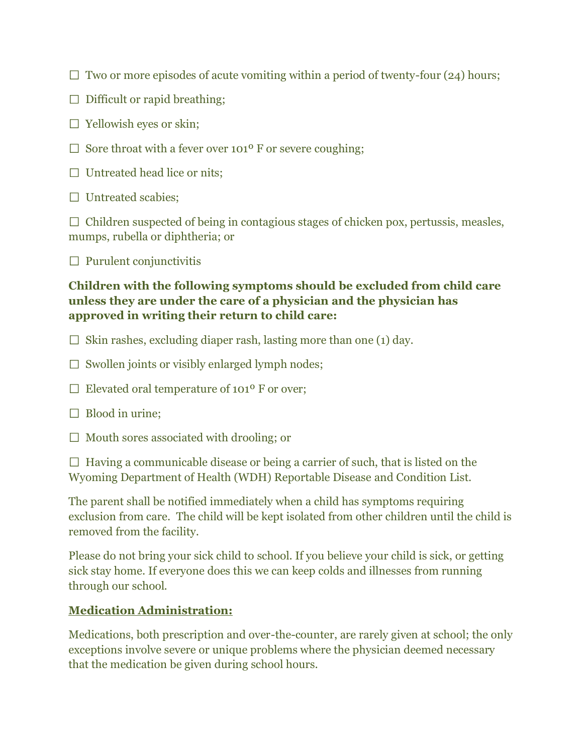☐ Two or more episodes of acute vomiting within a period of twenty-four (24) hours;

☐ Difficult or rapid breathing;

☐ Yellowish eyes or skin;

☐ Sore throat with a fever over 101° F or severe coughing;

☐ Untreated head lice or nits;

☐ Untreated scabies;

☐ Children suspected of being in contagious stages of chicken pox, pertussis, measles, mumps, rubella or diphtheria; or

☐ Purulent conjunctivitis

**Children with the following symptoms should be excluded from child care unless they are under the care of a physician and the physician has approved in writing their return to child care:**

☐ Skin rashes, excluding diaper rash, lasting more than one (1) day.

☐ Swollen joints or visibly enlarged lymph nodes;

☐ Elevated oral temperature of 101° F or over;

☐ Blood in urine;

☐ Mouth sores associated with drooling; or

☐ Having a communicable disease or being a carrier of such, that is listed on the Wyoming Department of Health (WDH) Reportable Disease and Condition List.

The parent shall be notified immediately when a child has symptoms requiring exclusion from care. The child will be kept isolated from other children until the child is removed from the facility.

Please do not bring your sick child to school. If you believe your child is sick, or getting sick stay home. If everyone does this we can keep colds and illnesses from running through our school.

**<u>Medication Administration:</u>**

Medications, both prescription and over-the-counter, are rarely given at school; the only exceptions involve severe or unique problems where the physician deemed necessary that the medication be given during school hours.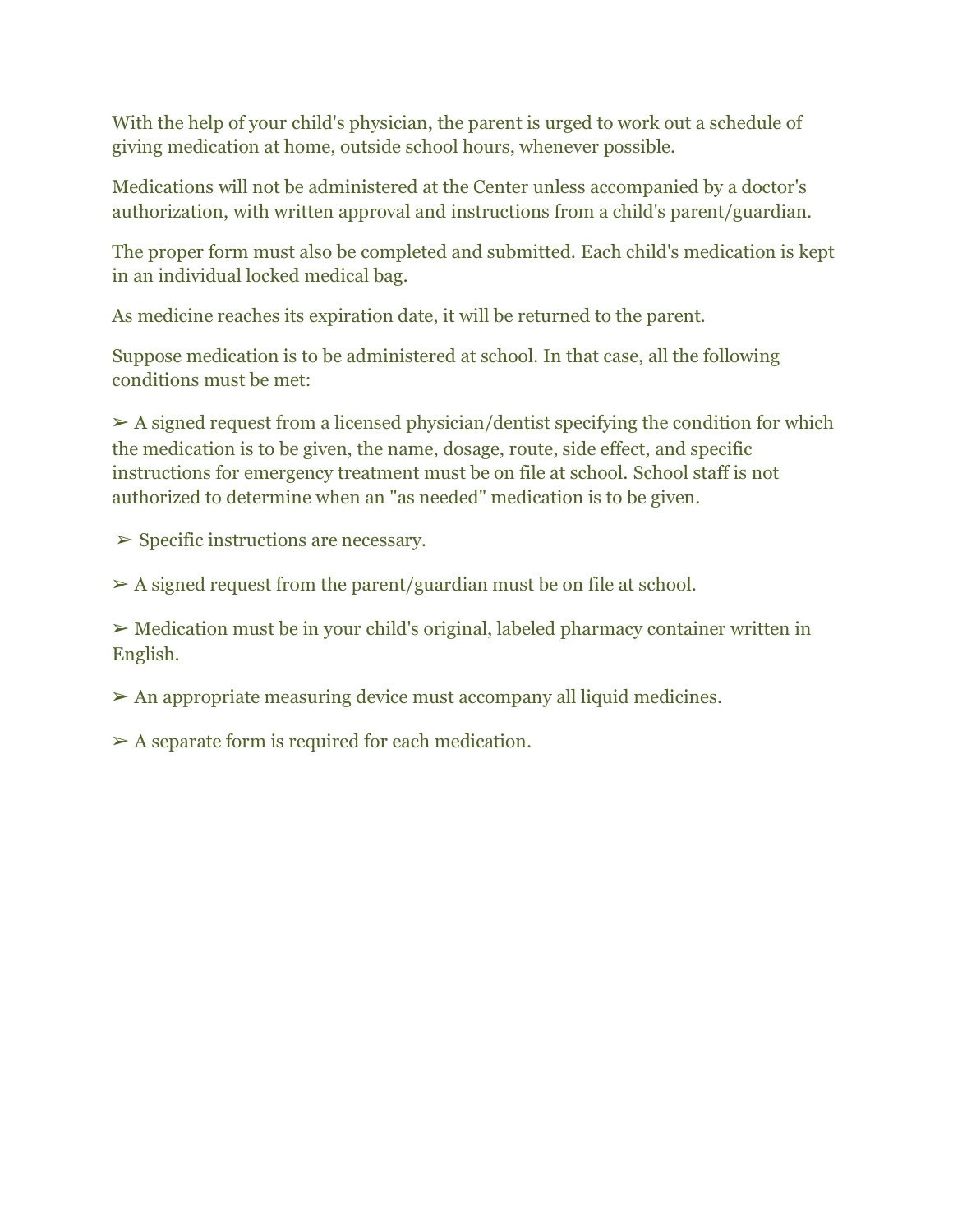With the help of your child's physician, the parent is urged to work out a schedule of giving medication at home, outside school hours, whenever possible.

Medications will not be administered at the Center unless accompanied by a doctor's authorization, with written approval and instructions from a child's parent/guardian.

The proper form must also be completed and submitted. Each child's medication is kept in an individual locked medical bag.

As medicine reaches its expiration date, it will be returned to the parent.

Suppose medication is to be administered at school. In that case, all the following conditions must be met:

- A signed request from a licensed physician/dentist specifying the condition for which the medication is to be given, the name, dosage, route, side effect, and specific instructions for emergency treatment must be on file at school. School staff is not authorized to determine when an "as needed" medication is to be given.
- Specific instructions are necessary.
- A signed request from the parent/guardian must be on file at school.
- Medication must be in your child's original, labeled pharmacy container written in English.
- An appropriate measuring device must accompany all liquid medicines.
- A separate form is required for each medication.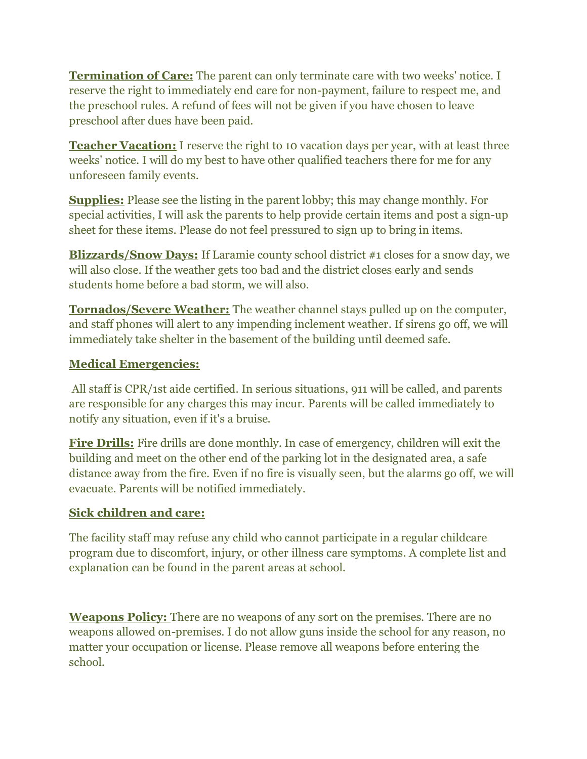**Termination of Care:** The parent can only terminate care with two weeks' notice. I reserve the right to immediately end care for non-payment, failure to respect me, and the preschool rules. A refund of fees will not be given if you have chosen to leave preschool after dues have been paid.

**Teacher Vacation:** I reserve the right to 10 vacation days per year, with at least three weeks' notice. I will do my best to have other qualified teachers there for me for any unforeseen family events.

**Supplies:** Please see the listing in the parent lobby; this may change monthly. For special activities, I will ask the parents to help provide certain items and post a sign-up sheet for these items. Please do not feel pressured to sign up to bring in items.

**Blizzards/Snow Days:** If Laramie county school district #1 closes for a snow day, we will also close. If the weather gets too bad and the district closes early and sends students home before a bad storm, we will also.

**Tornados/Severe Weather:** The weather channel stays pulled up on the computer, and staff phones will alert to any impending inclement weather. If sirens go off, we will immediately take shelter in the basement of the building until deemed safe.

**Medical Emergencies:**

All staff is CPR/1st aide certified. In serious situations, 911 will be called, and parents are responsible for any charges this may incur. Parents will be called immediately to notify any situation, even if it's a bruise.

**Fire Drills:** Fire drills are done monthly. In case of emergency, children will exit the building and meet on the other end of the parking lot in the designated area, a safe distance away from the fire. Even if no fire is visually seen, but the alarms go off, we will evacuate. Parents will be notified immediately.

**Sick children and care:**

The facility staff may refuse any child who cannot participate in a regular childcare program due to discomfort, injury, or other illness care symptoms. A complete list and explanation can be found in the parent areas at school.

**Weapons Policy:** There are no weapons of any sort on the premises. There are no weapons allowed on-premises. I do not allow guns inside the school for any reason, no matter your occupation or license. Please remove all weapons before entering the school.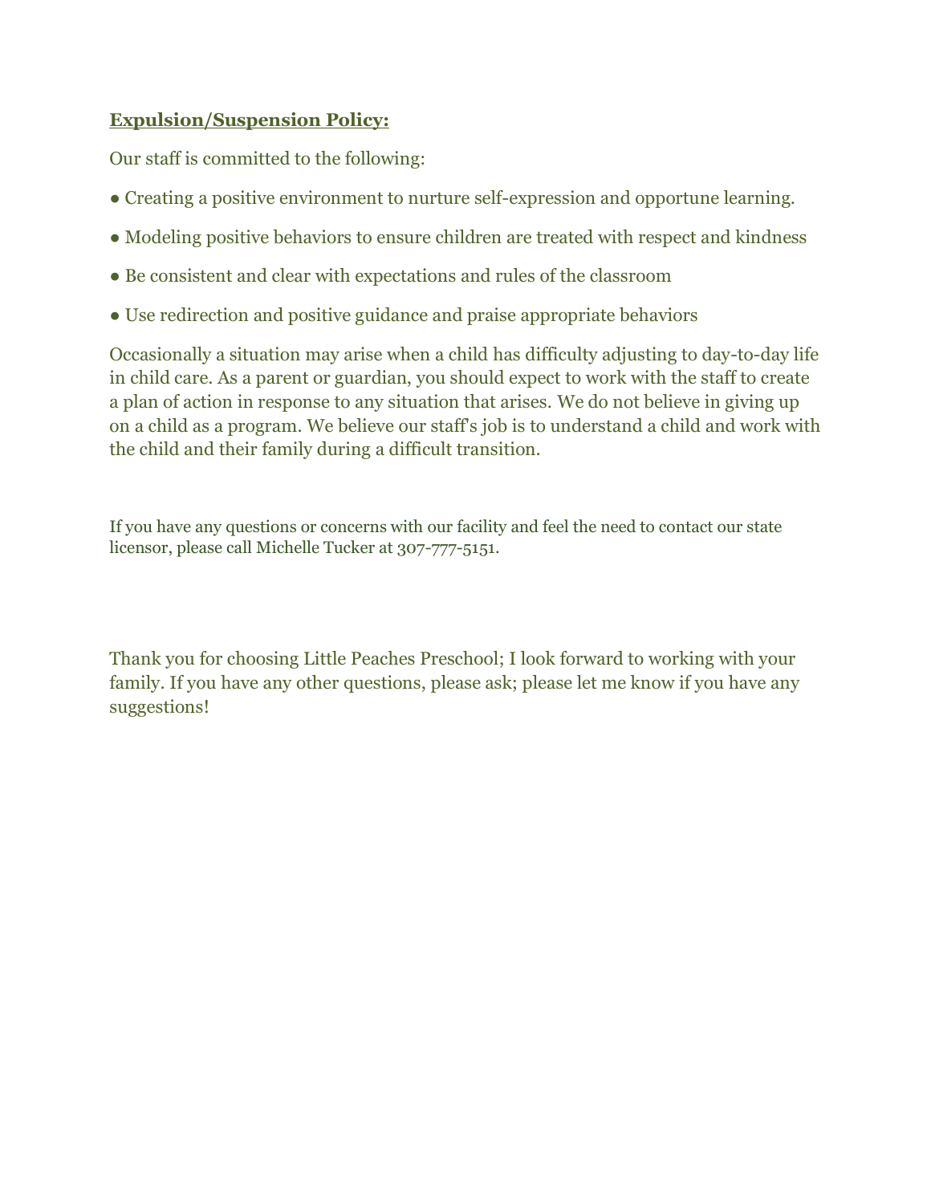**Expulsion/Suspension Policy:**

Our staff is committed to the following:

- Creating a positive environment to nurture self-expression and opportune learning.
- Modeling positive behaviors to ensure children are treated with respect and kindness
- Be consistent and clear with expectations and rules of the classroom
- Use redirection and positive guidance and praise appropriate behaviors

Occasionally a situation may arise when a child has difficulty adjusting to day-to-day life in child care. As a parent or guardian, you should expect to work with the staff to create a plan of action in response to any situation that arises. We do not believe in giving up on a child as a program. We believe our staff's job is to understand a child and work with the child and their family during a difficult transition.

If you have any questions or concerns with our facility and feel the need to contact our state licensor, please call Michelle Tucker at 307-777-5151.

Thank you for choosing Little Peaches Preschool; I look forward to working with your family. If you have any other questions, please ask; please let me know if you have any suggestions!